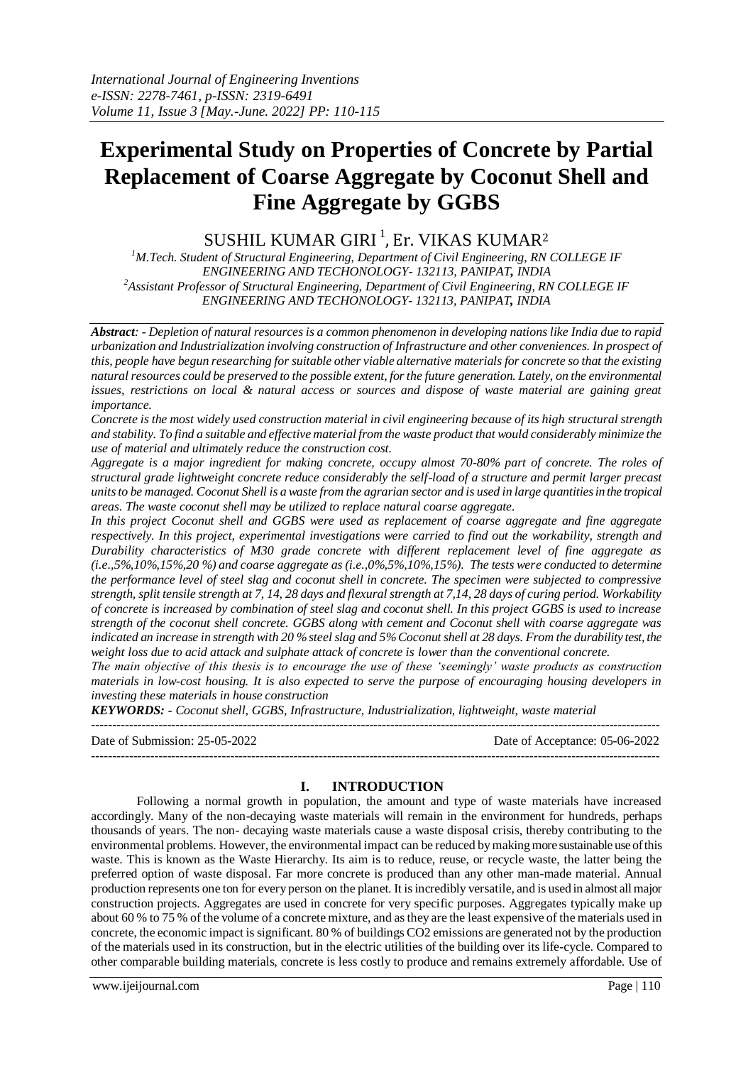# Experimental Study on Properties of Concrete by Partial Replacement of Coarse Aggregate by Coconut Shell and Fine Aggregate by GGBS

SUSHIL KUMAR GIRI [1], Er. VIKAS KUMAR[2]

[1]M.Tech. Student of Structural Engineering, Department of Civil Engineering, RN COLLEGE IF ENGINEERING AND TECHONOLOGY- 132113, PANIPAT, INDIA
[2]Assistant Professor of Structural Engineering, Department of Civil Engineering, RN COLLEGE IF ENGINEERING AND TECHONOLOGY- 132113, PANIPAT, INDIA

***Abstract**: - Depletion of natural resources is a common phenomenon in developing nations like India due to rapid urbanization and Industrialization involving construction of Infrastructure and other conveniences. In prospect of this, people have begun researching for suitable other viable alternative materials for concrete so that the existing natural resources could be preserved to the possible extent, for the future generation. Lately, on the environmental issues, restrictions on local & natural access or sources and dispose of waste material are gaining great importance.*

*Concrete is the most widely used construction material in civil engineering because of its high structural strength and stability. To find a suitable and effective material from the waste product that would considerably minimize the use of material and ultimately reduce the construction cost.*

*Aggregate is a major ingredient for making concrete, occupy almost 70-80% part of concrete. The roles of structural grade lightweight concrete reduce considerably the self-load of a structure and permit larger precast units to be managed. Coconut Shell is a waste from the agrarian sector and is used in large quantities in the tropical areas. The waste coconut shell may be utilized to replace natural coarse aggregate.*

*In this project Coconut shell and GGBS were used as replacement of coarse aggregate and fine aggregate respectively. In this project, experimental investigations were carried to find out the workability, strength and Durability characteristics of M30 grade concrete with different replacement level of fine aggregate as (i.e.,5%,10%,15%,20 %) and coarse aggregate as (i.e.,0%,5%,10%,15%). The tests were conducted to determine the performance level of steel slag and coconut shell in concrete. The specimen were subjected to compressive strength, split tensile strength at 7, 14, 28 days and flexural strength at 7,14, 28 days of curing period. Workability of concrete is increased by combination of steel slag and coconut shell. In this project GGBS is used to increase strength of the coconut shell concrete. GGBS along with cement and Coconut shell with coarse aggregate was indicated an increase in strength with 20 % steel slag and 5% Coconut shell at 28 days. From the durability test, the weight loss due to acid attack and sulphate attack of concrete is lower than the conventional concrete.*

*The main objective of this thesis is to encourage the use of these 'seemingly' waste products as construction materials in low-cost housing. It is also expected to serve the purpose of encouraging housing developers in investing these materials in house construction*

***KEYWORDS: -** Coconut shell, GGBS, Infrastructure, Industrialization, lightweight, waste material*

---

Date of Submission: 25-05-2022 | Date of Acceptance: 05-06-2022

---

## I. INTRODUCTION

Following a normal growth in population, the amount and type of waste materials have increased accordingly. Many of the non-decaying waste materials will remain in the environment for hundreds, perhaps thousands of years. The non- decaying waste materials cause a waste disposal crisis, thereby contributing to the environmental problems. However, the environmental impact can be reduced by making more sustainable use of this waste. This is known as the Waste Hierarchy. Its aim is to reduce, reuse, or recycle waste, the latter being the preferred option of waste disposal. Far more concrete is produced than any other man-made material. Annual production represents one ton for every person on the planet. It is incredibly versatile, and is used in almost all major construction projects. Aggregates are used in concrete for very specific purposes. Aggregates typically make up about 60 % to 75 % of the volume of a concrete mixture, and as they are the least expensive of the materials used in concrete, the economic impact is significant. 80 % of buildings $CO_2$ emissions are generated not by the production of the materials used in its construction, but in the electric utilities of the building over its life-cycle. Compared to other comparable building materials, concrete is less costly to produce and remains extremely affordable. Use of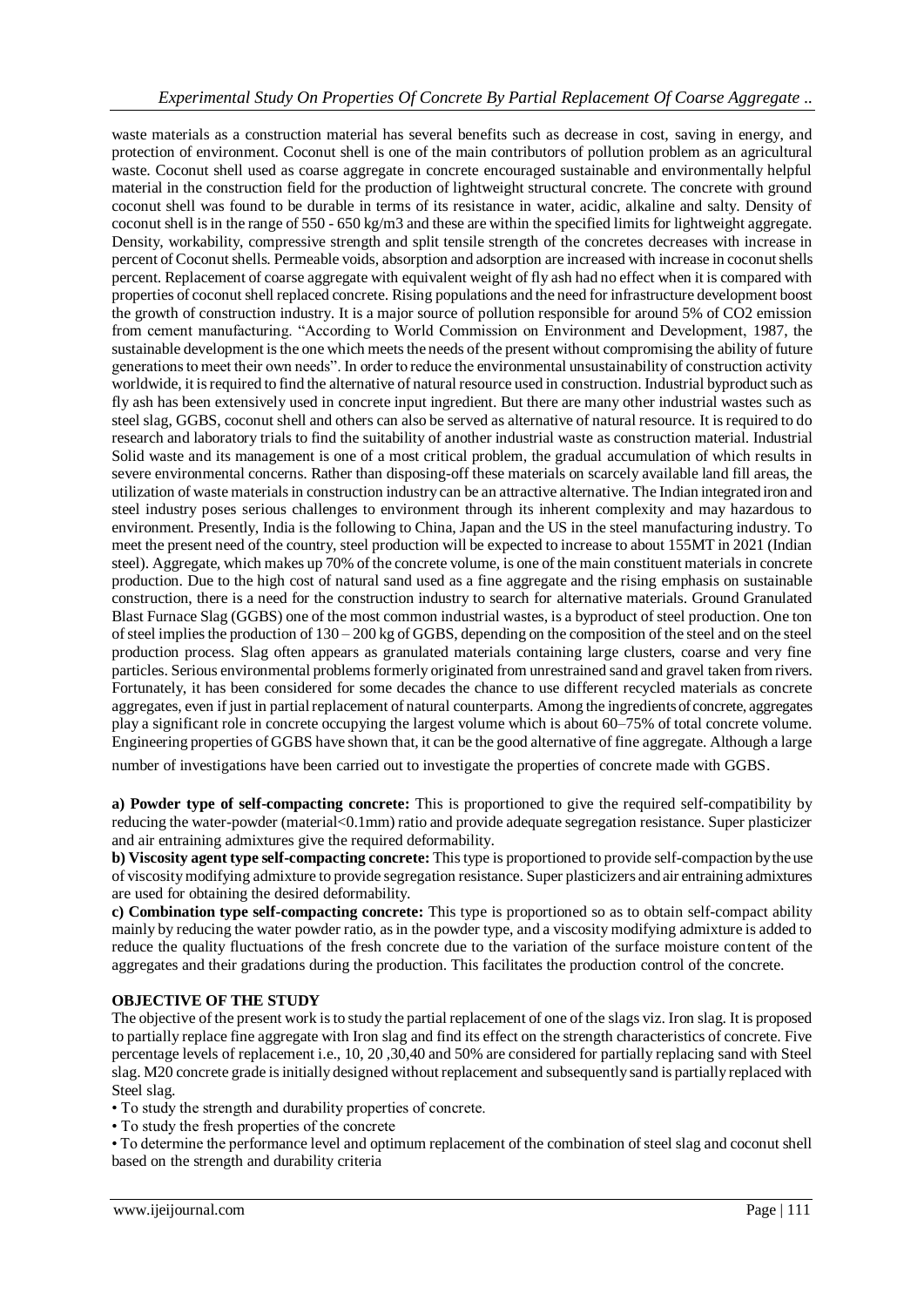waste materials as a construction material has several benefits such as decrease in cost, saving in energy, and protection of environment. Coconut shell is one of the main contributors of pollution problem as an agricultural waste. Coconut shell used as coarse aggregate in concrete encouraged sustainable and environmentally helpful material in the construction field for the production of lightweight structural concrete. The concrete with ground coconut shell was found to be durable in terms of its resistance in water, acidic, alkaline and salty. Density of coconut shell is in the range of 550 - 650 kg/m3 and these are within the specified limits for lightweight aggregate. Density, workability, compressive strength and split tensile strength of the concretes decreases with increase in percent of Coconut shells. Permeable voids, absorption and adsorption are increased with increase in coconut shells percent. Replacement of coarse aggregate with equivalent weight of fly ash had no effect when it is compared with properties of coconut shell replaced concrete. Rising populations and the need for infrastructure development boost the growth of construction industry. It is a major source of pollution responsible for around 5% of CO2 emission from cement manufacturing. "According to World Commission on Environment and Development, 1987, the sustainable development is the one which meets the needs of the present without compromising the ability of future generations to meet their own needs". In order to reduce the environmental unsustainability of construction activity worldwide, it is required to find the alternative of natural resource used in construction. Industrial byproduct such as fly ash has been extensively used in concrete input ingredient. But there are many other industrial wastes such as steel slag, GGBS, coconut shell and others can also be served as alternative of natural resource. It is required to do research and laboratory trials to find the suitability of another industrial waste as construction material. Industrial Solid waste and its management is one of a most critical problem, the gradual accumulation of which results in severe environmental concerns. Rather than disposing-off these materials on scarcely available land fill areas, the utilization of waste materials in construction industry can be an attractive alternative. The Indian integrated iron and steel industry poses serious challenges to environment through its inherent complexity and may hazardous to environment. Presently, India is the following to China, Japan and the US in the steel manufacturing industry. To meet the present need of the country, steel production will be expected to increase to about 155MT in 2021 (Indian steel). Aggregate, which makes up 70% of the concrete volume, is one of the main constituent materials in concrete production. Due to the high cost of natural sand used as a fine aggregate and the rising emphasis on sustainable construction, there is a need for the construction industry to search for alternative materials. Ground Granulated Blast Furnace Slag (GGBS) one of the most common industrial wastes, is a byproduct of steel production. One ton of steel implies the production of 130 – 200 kg of GGBS, depending on the composition of the steel and on the steel production process. Slag often appears as granulated materials containing large clusters, coarse and very fine particles. Serious environmental problems formerly originated from unrestrained sand and gravel taken from rivers. Fortunately, it has been considered for some decades the chance to use different recycled materials as concrete aggregates, even if just in partial replacement of natural counterparts. Among the ingredients of concrete, aggregates play a significant role in concrete occupying the largest volume which is about 60–75% of total concrete volume. Engineering properties of GGBS have shown that, it can be the good alternative of fine aggregate. Although a large number of investigations have been carried out to investigate the properties of concrete made with GGBS.

**a) Powder type of self-compacting concrete:** This is proportioned to give the required self-compatibility by reducing the water-powder (material<0.1mm) ratio and provide adequate segregation resistance. Super plasticizer and air entraining admixtures give the required deformability.

**b) Viscosity agent type self-compacting concrete:** This type is proportioned to provide self-compaction by the use of viscosity modifying admixture to provide segregation resistance. Super plasticizers and air entraining admixtures are used for obtaining the desired deformability.

**c) Combination type self-compacting concrete:** This type is proportioned so as to obtain self-compact ability mainly by reducing the water powder ratio, as in the powder type, and a viscosity modifying admixture is added to reduce the quality fluctuations of the fresh concrete due to the variation of the surface moisture content of the aggregates and their gradations during the production. This facilitates the production control of the concrete.

## OBJECTIVE OF THE STUDY

The objective of the present work is to study the partial replacement of one of the slags viz. Iron slag. It is proposed to partially replace fine aggregate with Iron slag and find its effect on the strength characteristics of concrete. Five percentage levels of replacement i.e., 10, 20 ,30,40 and 50% are considered for partially replacing sand with Steel slag. M20 concrete grade is initially designed without replacement and subsequently sand is partially replaced with Steel slag.

- To study the strength and durability properties of concrete.
- To study the fresh properties of the concrete
- To determine the performance level and optimum replacement of the combination of steel slag and coconut shell based on the strength and durability criteria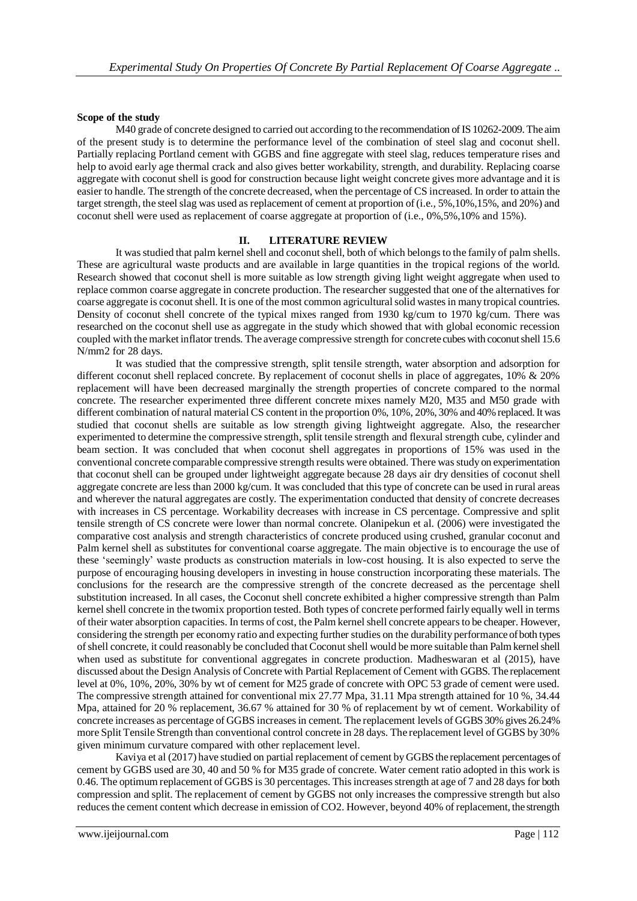**Scope of the study**

M40 grade of concrete designed to carried out according to the recommendation of IS 10262-2009. The aim of the present study is to determine the performance level of the combination of steel slag and coconut shell. Partially replacing Portland cement with GGBS and fine aggregate with steel slag, reduces temperature rises and help to avoid early age thermal crack and also gives better workability, strength, and durability. Replacing coarse aggregate with coconut shell is good for construction because light weight concrete gives more advantage and it is easier to handle. The strength of the concrete decreased, when the percentage of CS increased. In order to attain the target strength, the steel slag was used as replacement of cement at proportion of (i.e., 5%,10%,15%, and 20%) and coconut shell were used as replacement of coarse aggregate at proportion of (i.e., 0%,5%,10% and 15%).

## II. LITERATURE REVIEW

It was studied that palm kernel shell and coconut shell, both of which belongs to the family of palm shells. These are agricultural waste products and are available in large quantities in the tropical regions of the world. Research showed that coconut shell is more suitable as low strength giving light weight aggregate when used to replace common coarse aggregate in concrete production. The researcher suggested that one of the alternatives for coarse aggregate is coconut shell. It is one of the most common agricultural solid wastes in many tropical countries. Density of coconut shell concrete of the typical mixes ranged from 1930 kg/cum to 1970 kg/cum. There was researched on the coconut shell use as aggregate in the study which showed that with global economic recession coupled with the market inflator trends. The average compressive strength for concrete cubes with coconut shell 15.6 N/mm2 for 28 days.

It was studied that the compressive strength, split tensile strength, water absorption and adsorption for different coconut shell replaced concrete. By replacement of coconut shells in place of aggregates, 10% & 20% replacement will have been decreased marginally the strength properties of concrete compared to the normal concrete. The researcher experimented three different concrete mixes namely M20, M35 and M50 grade with different combination of natural material CS content in the proportion 0%, 10%, 20%, 30% and 40% replaced. It was studied that coconut shells are suitable as low strength giving lightweight aggregate. Also, the researcher experimented to determine the compressive strength, split tensile strength and flexural strength cube, cylinder and beam section. It was concluded that when coconut shell aggregates in proportions of 15% was used in the conventional concrete comparable compressive strength results were obtained. There was study on experimentation that coconut shell can be grouped under lightweight aggregate because 28 days air dry densities of coconut shell aggregate concrete are less than 2000 kg/cum. It was concluded that this type of concrete can be used in rural areas and wherever the natural aggregates are costly. The experimentation conducted that density of concrete decreases with increases in CS percentage. Workability decreases with increase in CS percentage. Compressive and split tensile strength of CS concrete were lower than normal concrete. Olanipekun et al. (2006) were investigated the comparative cost analysis and strength characteristics of concrete produced using crushed, granular coconut and Palm kernel shell as substitutes for conventional coarse aggregate. The main objective is to encourage the use of these 'seemingly' waste products as construction materials in low-cost housing. It is also expected to serve the purpose of encouraging housing developers in investing in house construction incorporating these materials. The conclusions for the research are the compressive strength of the concrete decreased as the percentage shell substitution increased. In all cases, the Coconut shell concrete exhibited a higher compressive strength than Palm kernel shell concrete in the twomix proportion tested. Both types of concrete performed fairly equally well in terms of their water absorption capacities. In terms of cost, the Palm kernel shell concrete appears to be cheaper. However, considering the strength per economy ratio and expecting further studies on the durability performance of both types of shell concrete, it could reasonably be concluded that Coconut shell would be more suitable than Palm kernel shell when used as substitute for conventional aggregates in concrete production. Madheswaran et al (2015), have discussed about the Design Analysis of Concrete with Partial Replacement of Cement with GGBS. The replacement level at 0%, 10%, 20%, 30% by wt of cement for M25 grade of concrete with OPC 53 grade of cement were used. The compressive strength attained for conventional mix 27.77 Mpa, 31.11 Mpa strength attained for 10 %, 34.44 Mpa, attained for 20 % replacement, 36.67 % attained for 30 % of replacement by wt of cement. Workability of concrete increases as percentage of GGBS increases in cement. The replacement levels of GGBS 30% gives 26.24% more Split Tensile Strength than conventional control concrete in 28 days. The replacement level of GGBS by 30% given minimum curvature compared with other replacement level.

Kaviya et al (2017) have studied on partial replacement of cement by GGBS the replacement percentages of cement by GGBS used are 30, 40 and 50 % for M35 grade of concrete. Water cement ratio adopted in this work is 0.46. The optimum replacement of GGBS is 30 percentages. This increases strength at age of 7 and 28 days for both compression and split. The replacement of cement by GGBS not only increases the compressive strength but also reduces the cement content which decrease in emission of $CO_2$. However, beyond 40% of replacement, the strength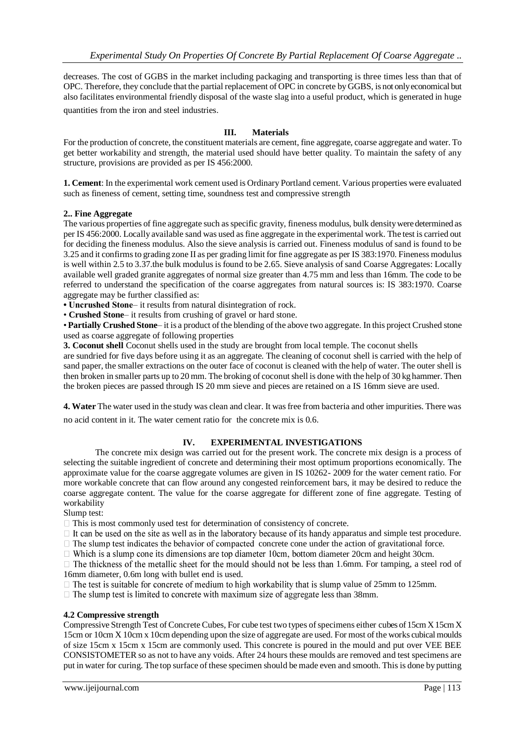decreases. The cost of GGBS in the market including packaging and transporting is three times less than that of OPC. Therefore, they conclude that the partial replacement of OPC in concrete by GGBS, is not only economical but also facilitates environmental friendly disposal of the waste slag into a useful product, which is generated in huge quantities from the iron and steel industries.

## III. Materials

For the production of concrete, the constituent materials are cement, fine aggregate, coarse aggregate and water. To get better workability and strength, the material used should have better quality. To maintain the safety of any structure, provisions are provided as per IS 456:2000.

**1. Cement**: In the experimental work cement used is Ordinary Portland cement. Various properties were evaluated such as fineness of cement, setting time, soundness test and compressive strength

**2.. Fine Aggregate**

The various properties of fine aggregate such as specific gravity, fineness modulus, bulk density were determined as per IS 456:2000. Locally available sand was used as fine aggregate in the experimental work. The test is carried out for deciding the fineness modulus. Also the sieve analysis is carried out. Fineness modulus of sand is found to be 3.25 and it confirms to grading zone II as per grading limit for fine aggregate as per IS 383:1970. Fineness modulus is well within 2.5 to 3.37.the bulk modulus is found to be 2.65. Sieve analysis of sand Coarse Aggregates: Locally available well graded granite aggregates of normal size greater than 4.75 mm and less than 16mm. The code to be referred to understand the specification of the coarse aggregates from natural sources is: IS 383:1970. Coarse aggregate may be further classified as:

- **Uncrushed Stone**– it results from natural disintegration of rock.
- **Crushed Stone**– it results from crushing of gravel or hard stone.
- **Partially Crushed Stone**– it is a product of the blending of the above two aggregate. In this project Crushed stone used as coarse aggregate of following properties

**3. Coconut shell** Coconut shells used in the study are brought from local temple. The coconut shells are sundried for five days before using it as an aggregate. The cleaning of coconut shell is carried with the help of sand paper, the smaller extractions on the outer face of coconut is cleaned with the help of water. The outer shell is then broken in smaller parts up to 20 mm. The broking of coconut shell is done with the help of 30 kg hammer. Then the broken pieces are passed through IS 20 mm sieve and pieces are retained on a IS 16mm sieve are used.

**4. Water** The water used in the study was clean and clear. It was free from bacteria and other impurities. There was no acid content in it. The water cement ratio for the concrete mix is 0.6.

## IV. EXPERIMENTAL INVESTIGATIONS

The concrete mix design was carried out for the present work. The concrete mix design is a process of selecting the suitable ingredient of concrete and determining their most optimum proportions economically. The approximate value for the coarse aggregate volumes are given in IS 10262- 2009 for the water cement ratio. For more workable concrete that can flow around any congested reinforcement bars, it may be desired to reduce the coarse aggregate content. The value for the coarse aggregate for different zone of fine aggregate. Testing of workability

Slump test:

- This is most commonly used test for determination of consistency of concrete.
- It can be used on the site as well as in the laboratory because of its handy apparatus and simple test procedure.
- The slump test indicates the behavior of compacted concrete cone under the action of gravitational force.
- Which is a slump cone its dimensions are top diameter 10cm, bottom diameter 20cm and height 30cm.
- The thickness of the metallic sheet for the mould should not be less than 1.6mm. For tamping, a steel rod of 16mm diameter, 0.6m long with bullet end is used.
- The test is suitable for concrete of medium to high workability that is slump value of 25mm to 125mm.
- The slump test is limited to concrete with maximum size of aggregate less than 38mm.

### 4.2 Compressive strength

Compressive Strength Test of Concrete Cubes, For cube test two types of specimens either cubes of 15cm X 15cm X 15cm or 10cm X 10cm x 10cm depending upon the size of aggregate are used. For most of the works cubical moulds of size 15cm x 15cm x 15cm are commonly used. This concrete is poured in the mould and put over VEE BEE CONSISTOMETER so as not to have any voids. After 24 hours these moulds are removed and test specimens are put in water for curing. The top surface of these specimen should be made even and smooth. This is done by putting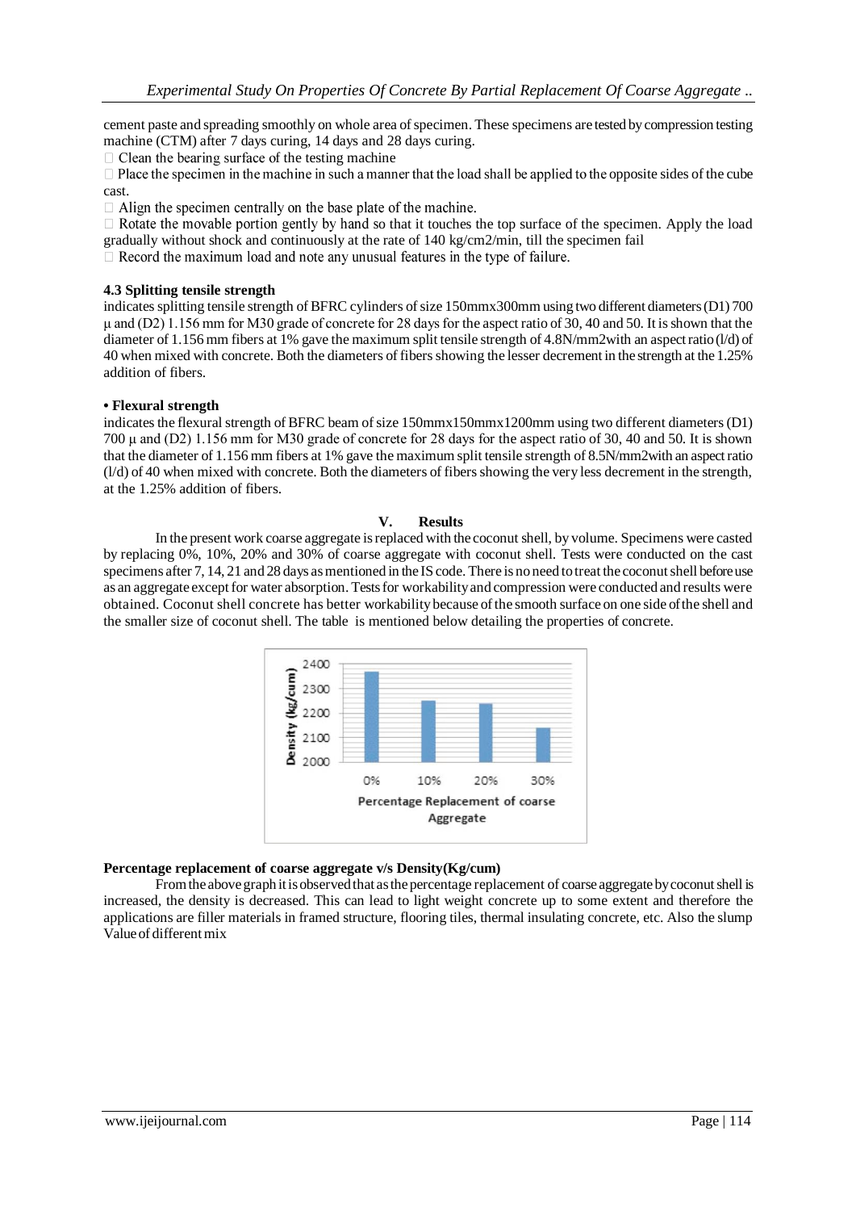cement paste and spreading smoothly on whole area of specimen. These specimens are tested by compression testing machine (CTM) after 7 days curing, 14 days and 28 days curing.

-  Clean the bearing surface of the testing machine
-  Place the specimen in the machine in such a manner that the load shall be applied to the opposite sides of the cube cast.
-  Align the specimen centrally on the base plate of the machine.
-  Rotate the movable portion gently by hand so that it touches the top surface of the specimen. Apply the load gradually without shock and continuously at the rate of 140 kg/cm2/min, till the specimen fail
-  Record the maximum load and note any unusual features in the type of failure.

### 4.3 Splitting tensile strength

indicates splitting tensile strength of BFRC cylinders of size 150mmx300mm using two different diameters (D1) 700 μ and (D2) 1.156 mm for M30 grade of concrete for 28 days for the aspect ratio of 30, 40 and 50. It is shown that the diameter of 1.156 mm fibers at 1% gave the maximum split tensile strength of 4.8N/mm2with an aspect ratio (l/d) of 40 when mixed with concrete. Both the diameters of fibers showing the lesser decrement in the strength at the 1.25% addition of fibers.

**• Flexural strength**

indicates the flexural strength of BFRC beam of size 150mmx150mmx1200mm using two different diameters (D1) 700 μ and (D2) 1.156 mm for M30 grade of concrete for 28 days for the aspect ratio of 30, 40 and 50. It is shown that the diameter of 1.156 mm fibers at 1% gave the maximum split tensile strength of 8.5N/mm2with an aspect ratio (l/d) of 40 when mixed with concrete. Both the diameters of fibers showing the very less decrement in the strength, at the 1.25% addition of fibers.

## V. Results

In the present work coarse aggregate is replaced with the coconut shell, by volume. Specimens were casted by replacing 0%, 10%, 20% and 30% of coarse aggregate with coconut shell. Tests were conducted on the cast specimens after 7, 14, 21 and 28 days as mentioned in the IS code. There is no need to treat the coconut shell before use as an aggregate except for water absorption. Tests for workability and compression were conducted and results were obtained. Coconut shell concrete has better workability because of the smooth surface on one side of the shell and the smaller size of coconut shell. The table is mentioned below detailing the properties of concrete.

**Percentage replacement of coarse aggregate v/s Density(Kg/cum)**

From the above graph it is observed that as the percentage replacement of coarse aggregate by coconut shell is increased, the density is decreased. This can lead to light weight concrete up to some extent and therefore the applications are filler materials in framed structure, flooring tiles, thermal insulating concrete, etc. Also the slump Value of different mix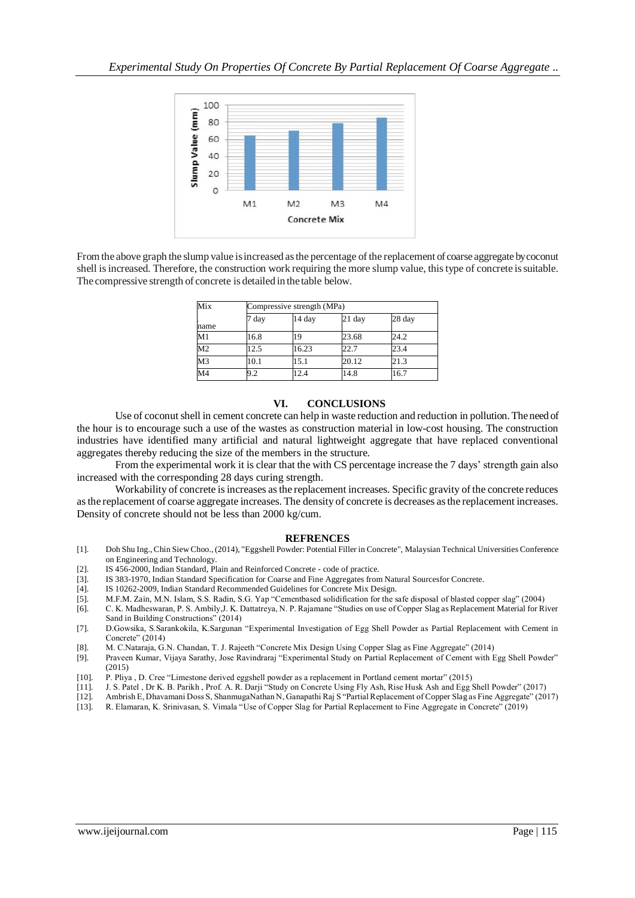100
80
60
40
20
0
Slump Value (mm)
M1
M2
M3
M4
Concrete Mix

From the above graph the slump value is increased as the percentage of the replacement of coarse aggregate by coconut shell is increased. Therefore, the construction work requiring the more slump value, this type of concrete is suitable. The compressive strength of concrete is detailed in the table below.

| Mix name | Compressive strength (MPa) | | | |
|---|---|---|---|---|
| | 7 day | 14 day | 21 day | 28 day |
| M1 | 16.8 | 19 | 23.68 | 24.2 |
| M2 | 12.5 | 16.23 | 22.7 | 23.4 |
| M3 | 10.1 | 15.1 | 20.12 | 21.3 |
| M4 | 9.2 | 12.4 | 14.8 | 16.7 |

## VI. CONCLUSIONS

Use of coconut shell in cement concrete can help in waste reduction and reduction in pollution. The need of the hour is to encourage such a use of the wastes as construction material in low-cost housing. The construction industries have identified many artificial and natural lightweight aggregate that have replaced conventional aggregates thereby reducing the size of the members in the structure.

From the experimental work it is clear that the with CS percentage increase the 7 days' strength gain also increased with the corresponding 28 days curing strength.

Workability of concrete is increases as the replacement increases. Specific gravity of the concrete reduces as the replacement of coarse aggregate increases. The density of concrete is decreases as the replacement increases. Density of concrete should not be less than 2000 kg/cum.

## REFRENCES

[1]. Doh Shu Ing., Chin Siew Choo., (2014), "Eggshell Powder: Potential Filler in Concrete", Malaysian Technical Universities Conference on Engineering and Technology.

[2]. IS 456-2000, Indian Standard, Plain and Reinforced Concrete - code of practice.

[3]. IS 383-1970, Indian Standard Specification for Coarse and Fine Aggregates from Natural Sourcesfor Concrete.

[4]. IS 10262-2009, Indian Standard Recommended Guidelines for Concrete Mix Design.

[5]. M.F.M. Zain, M.N. Islam, S.S. Radin, S.G. Yap "Cementbased solidification for the safe disposal of blasted copper slag" (2004)

[6]. C. K. Madheswaran, P. S. Ambily,J. K. Dattatreya, N. P. Rajamane "Studies on use of Copper Slag as Replacement Material for River Sand in Building Constructions" (2014)

[7]. D.Gowsika, S.Sarankokila, K.Sargunan "Experimental Investigation of Egg Shell Powder as Partial Replacement with Cement in Concrete" (2014)

[8]. M. C.Nataraja, G.N. Chandan, T. J. Rajeeth "Concrete Mix Design Using Copper Slag as Fine Aggregate" (2014)

[9]. Praveen Kumar, Vijaya Sarathy, Jose Ravindraraj "Experimental Study on Partial Replacement of Cement with Egg Shell Powder" (2015)

[10]. P. Pliya , D. Cree "Limestone derived eggshell powder as a replacement in Portland cement mortar" (2015)

[11]. J. S. Patel , Dr K. B. Parikh , Prof. A. R. Darji "Study on Concrete Using Fly Ash, Rise Husk Ash and Egg Shell Powder" (2017)

[12]. Ambrish E, Dhavamani Doss S, ShanmugaNathan N, Ganapathi Raj S "Partial Replacement of Copper Slag as Fine Aggregate" (2017)

[13]. R. Elamaran, K. Srinivasan, S. Vimala "Use of Copper Slag for Partial Replacement to Fine Aggregate in Concrete" (2019)